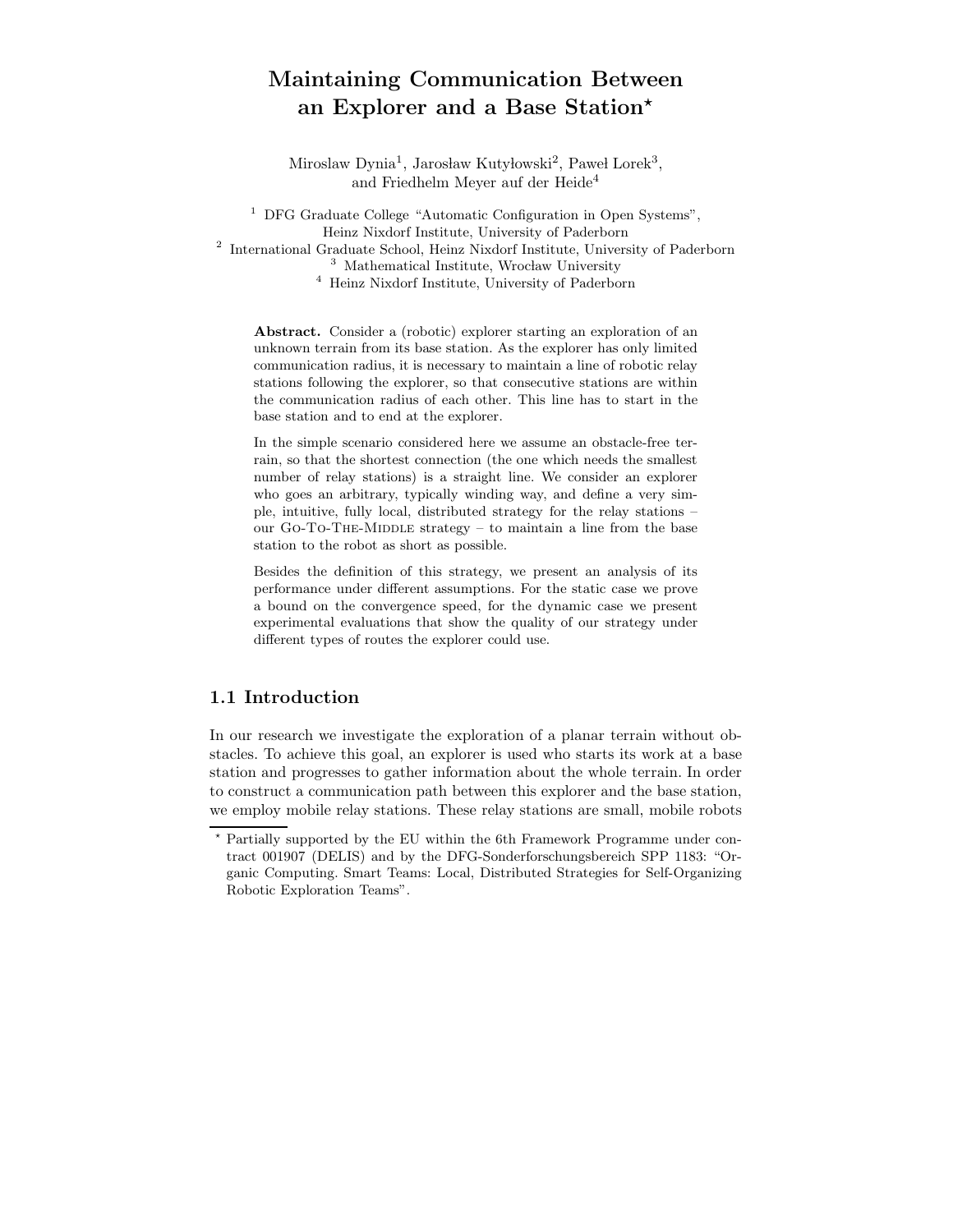# Maintaining Communication Between an Explorer and a Base Station*

Miroslaw Dynia[1], Jarosław Kutyłowski[2], Paweł Lorek[3], and Friedhelm Meyer auf der Heide[4]

[1] DFG Graduate College "Automatic Configuration in Open Systems", Heinz Nixdorf Institute, University of Paderborn
[2] International Graduate School, Heinz Nixdorf Institute, University of Paderborn
[3] Mathematical Institute, Wrocław University
[4] Heinz Nixdorf Institute, University of Paderborn

**Abstract.** Consider a (robotic) explorer starting an exploration of an unknown terrain from its base station. As the explorer has only limited communication radius, it is necessary to maintain a line of robotic relay stations following the explorer, so that consecutive stations are within the communication radius of each other. This line has to start in the base station and to end at the explorer.

In the simple scenario considered here we assume an obstacle-free terrain, so that the shortest connection (the one which needs the smallest number of relay stations) is a straight line. We consider an explorer who goes an arbitrary, typically winding way, and define a very simple, intuitive, fully local, distributed strategy for the relay stations – our Go-To-The-Middle strategy – to maintain a line from the base station to the robot as short as possible.

Besides the definition of this strategy, we present an analysis of its performance under different assumptions. For the static case we prove a bound on the convergence speed, for the dynamic case we present experimental evaluations that show the quality of our strategy under different types of routes the explorer could use.

## 1.1 Introduction

In our research we investigate the exploration of a planar terrain without obstacles. To achieve this goal, an explorer is used who starts its work at a base station and progresses to gather information about the whole terrain. In order to construct a communication path between this explorer and the base station, we employ mobile relay stations. These relay stations are small, mobile robots

* Partially supported by the EU within the 6th Framework Programme under contract 001907 (DELIS) and by the DFG-Sonderforschungsbereich SPP 1183: "Organic Computing. Smart Teams: Local, Distributed Strategies for Self-Organizing Robotic Exploration Teams".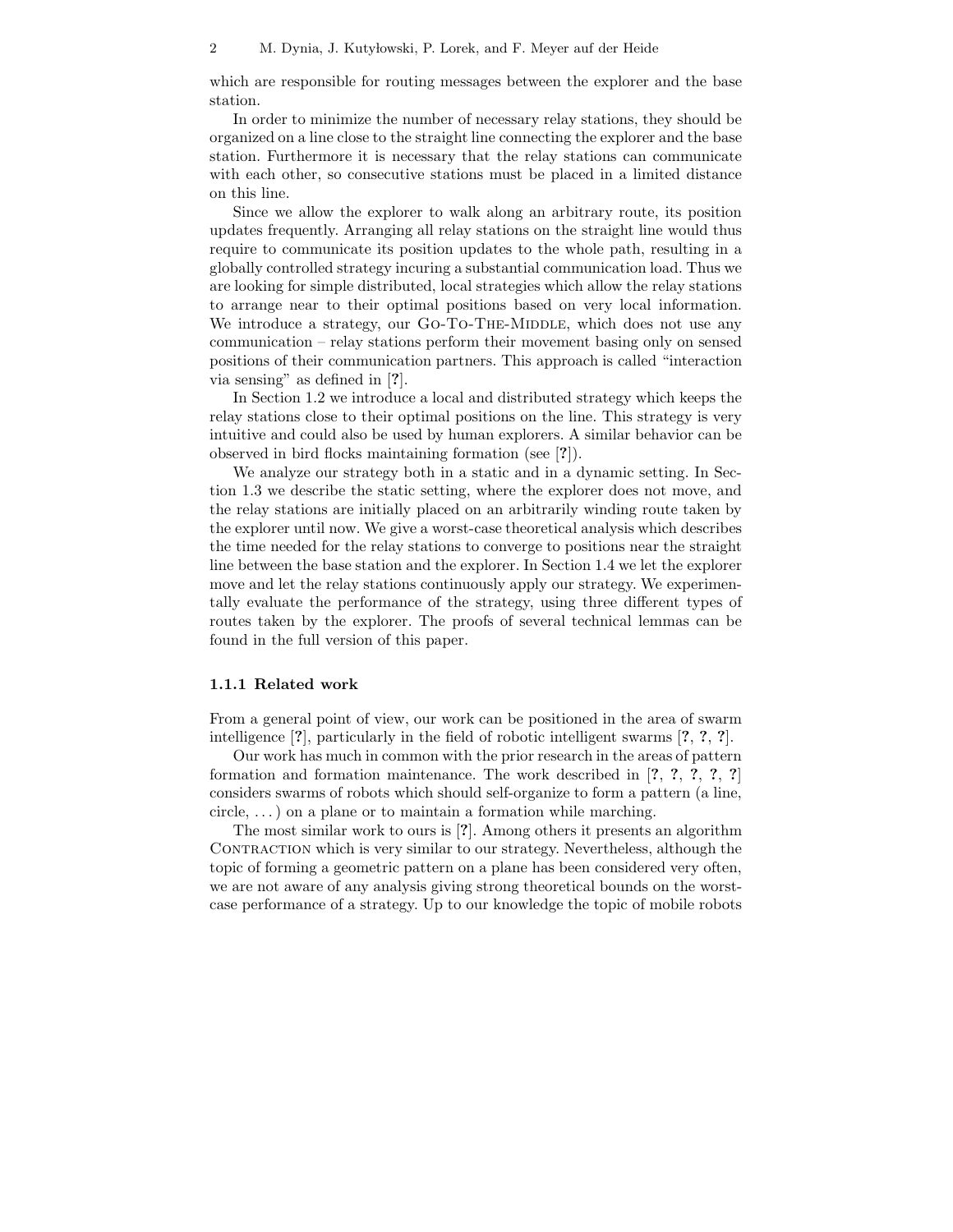which are responsible for routing messages between the explorer and the base station.

In order to minimize the number of necessary relay stations, they should be organized on a line close to the straight line connecting the explorer and the base station. Furthermore it is necessary that the relay stations can communicate with each other, so consecutive stations must be placed in a limited distance on this line.

Since we allow the explorer to walk along an arbitrary route, its position updates frequently. Arranging all relay stations on the straight line would thus require to communicate its position updates to the whole path, resulting in a globally controlled strategy incuring a substantial communication load. Thus we are looking for simple distributed, local strategies which allow the relay stations to arrange near to their optimal positions based on very local information. We introduce a strategy, our Go-To-The-Middle, which does not use any communication – relay stations perform their movement basing only on sensed positions of their communication partners. This approach is called "interaction via sensing" as defined in [**?**].

In Section 1.2 we introduce a local and distributed strategy which keeps the relay stations close to their optimal positions on the line. This strategy is very intuitive and could also be used by human explorers. A similar behavior can be observed in bird flocks maintaining formation (see [**?**]).

We analyze our strategy both in a static and in a dynamic setting. In Section 1.3 we describe the static setting, where the explorer does not move, and the relay stations are initially placed on an arbitrarily winding route taken by the explorer until now. We give a worst-case theoretical analysis which describes the time needed for the relay stations to converge to positions near the straight line between the base station and the explorer. In Section 1.4 we let the explorer move and let the relay stations continuously apply our strategy. We experimentally evaluate the performance of the strategy, using three different types of routes taken by the explorer. The proofs of several technical lemmas can be found in the full version of this paper.

### 1.1.1 Related work

From a general point of view, our work can be positioned in the area of swarm intelligence [**?**], particularly in the field of robotic intelligent swarms [**?**, **?**, **?**].

Our work has much in common with the prior research in the areas of pattern formation and formation maintenance. The work described in [**?**, **?**, **?**, **?**, **?**] considers swarms of robots which should self-organize to form a pattern (a line, circle, ...) on a plane or to maintain a formation while marching.

The most similar work to ours is [**?**]. Among others it presents an algorithm Contraction which is very similar to our strategy. Nevertheless, although the topic of forming a geometric pattern on a plane has been considered very often, we are not aware of any analysis giving strong theoretical bounds on the worst-case performance of a strategy. Up to our knowledge the topic of mobile robots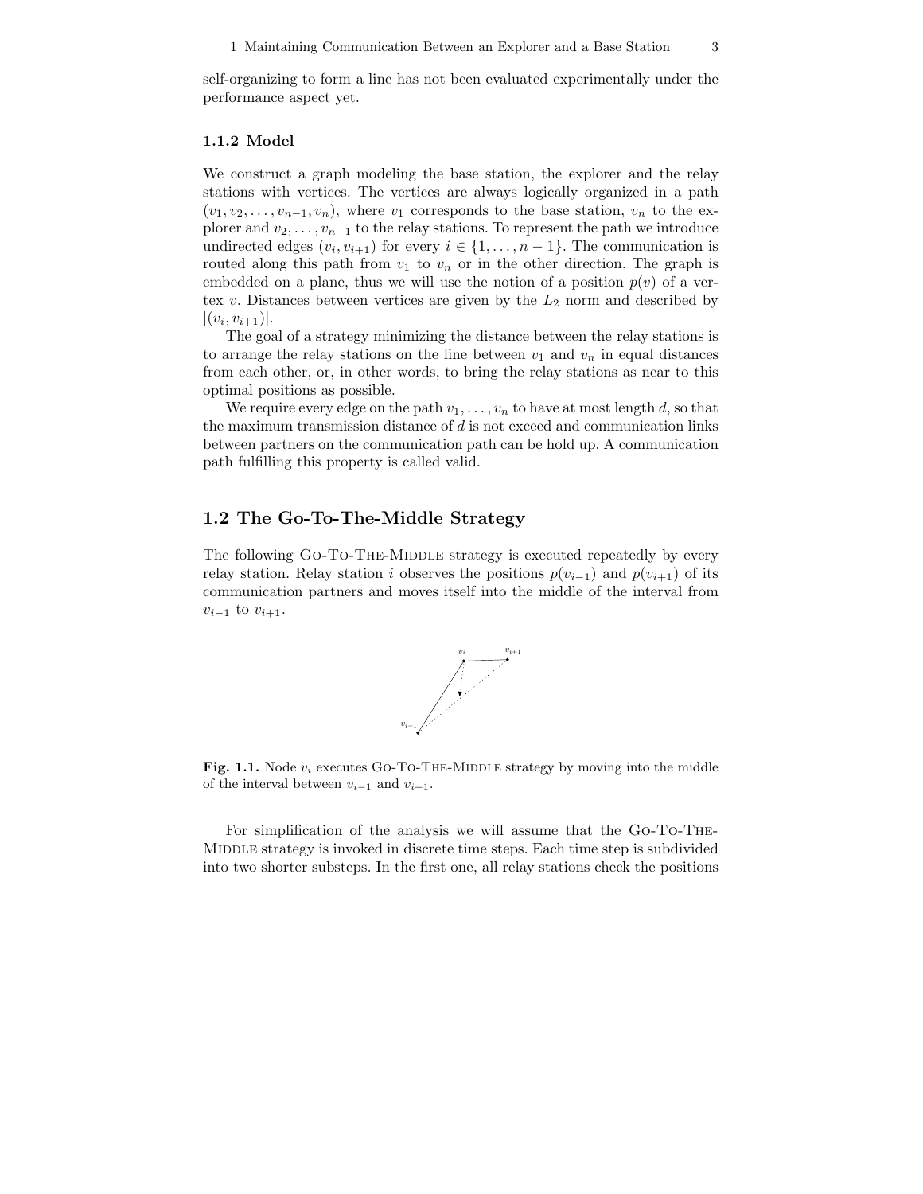self-organizing to form a line has not been evaluated experimentally under the performance aspect yet.

### 1.1.2 Model

We construct a graph modeling the base station, the explorer and the relay stations with vertices. The vertices are always logically organized in a path $(v_1, v_2, \ldots, v_{n-1}, v_n)$, where $v_1$ corresponds to the base station, $v_n$ to the explorer and $v_2, \ldots, v_{n-1}$ to the relay stations. To represent the path we introduce undirected edges $(v_i, v_{i+1})$ for every $i \in \{1, \ldots, n-1\}$. The communication is routed along this path from $v_1$ to $v_n$ or in the other direction. The graph is embedded on a plane, thus we will use the notion of a position $p(v)$ of a vertex $v$. Distances between vertices are given by the $L_2$ norm and described by $|(v_i, v_{i+1})|$.

The goal of a strategy minimizing the distance between the relay stations is to arrange the relay stations on the line between $v_1$ and $v_n$ in equal distances from each other, or, in other words, to bring the relay stations as near to this optimal positions as possible.

We require every edge on the path $v_1, \ldots, v_n$ to have at most length $d$, so that the maximum transmission distance of $d$ is not exceed and communication links between partners on the communication path can be hold up. A communication path fulfilling this property is called valid.

## 1.2 The Go-To-The-Middle Strategy

The following Go-To-The-Middle strategy is executed repeatedly by every relay station. Relay station $i$ observes the positions $p(v_{i-1})$ and $p(v_{i+1})$ of its communication partners and moves itself into the middle of the interval from $v_{i-1}$ to $v_{i+1}$.

**Fig. 1.1.** Node $v_i$ executes Go-To-The-Middle strategy by moving into the middle of the interval between $v_{i-1}$ and $v_{i+1}$.

For simplification of the analysis we will assume that the Go-To-The-Middle strategy is invoked in discrete time steps. Each time step is subdivided into two shorter substeps. In the first one, all relay stations check the positions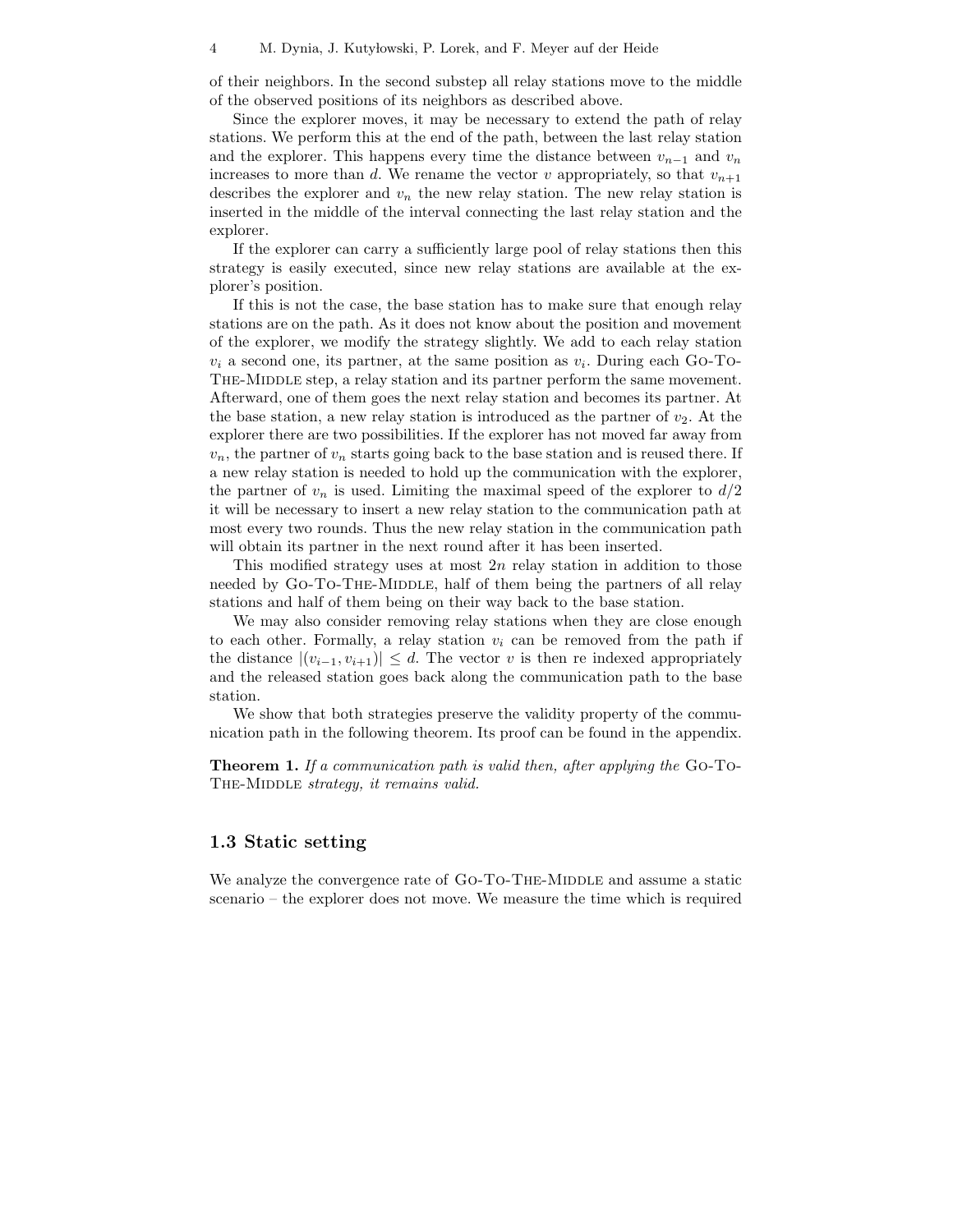of their neighbors. In the second substep all relay stations move to the middle of the observed positions of its neighbors as described above.

Since the explorer moves, it may be necessary to extend the path of relay stations. We perform this at the end of the path, between the last relay station and the explorer. This happens every time the distance between $v_{n-1}$ and $v_n$ increases to more than $d$. We rename the vector $v$ appropriately, so that $v_{n+1}$ describes the explorer and $v_n$ the new relay station. The new relay station is inserted in the middle of the interval connecting the last relay station and the explorer.

If the explorer can carry a sufficiently large pool of relay stations then this strategy is easily executed, since new relay stations are available at the explorer's position.

If this is not the case, the base station has to make sure that enough relay stations are on the path. As it does not know about the position and movement of the explorer, we modify the strategy slightly. We add to each relay station $v_i$ a second one, its partner, at the same position as $v_i$. During each Go-To-The-Middle step, a relay station and its partner perform the same movement. Afterward, one of them goes the next relay station and becomes its partner. At the base station, a new relay station is introduced as the partner of $v_2$. At the explorer there are two possibilities. If the explorer has not moved far away from $v_n$, the partner of $v_n$ starts going back to the base station and is reused there. If a new relay station is needed to hold up the communication with the explorer, the partner of $v_n$ is used. Limiting the maximal speed of the explorer to $d/2$ it will be necessary to insert a new relay station to the communication path at most every two rounds. Thus the new relay station in the communication path will obtain its partner in the next round after it has been inserted.

This modified strategy uses at most $2n$ relay station in addition to those needed by Go-To-The-Middle, half of them being the partners of all relay stations and half of them being on their way back to the base station.

We may also consider removing relay stations when they are close enough to each other. Formally, a relay station $v_i$ can be removed from the path if the distance $|(v_{i-1}, v_{i+1})| \le d$. The vector $v$ is then re indexed appropriately and the released station goes back along the communication path to the base station.

We show that both strategies preserve the validity property of the communication path in the following theorem. Its proof can be found in the appendix.

**Theorem 1.** *If a communication path is valid then, after applying the* Go-To-The-Middle *strategy, it remains valid.*

### 1.3 Static setting

We analyze the convergence rate of Go-To-The-Middle and assume a static scenario – the explorer does not move. We measure the time which is required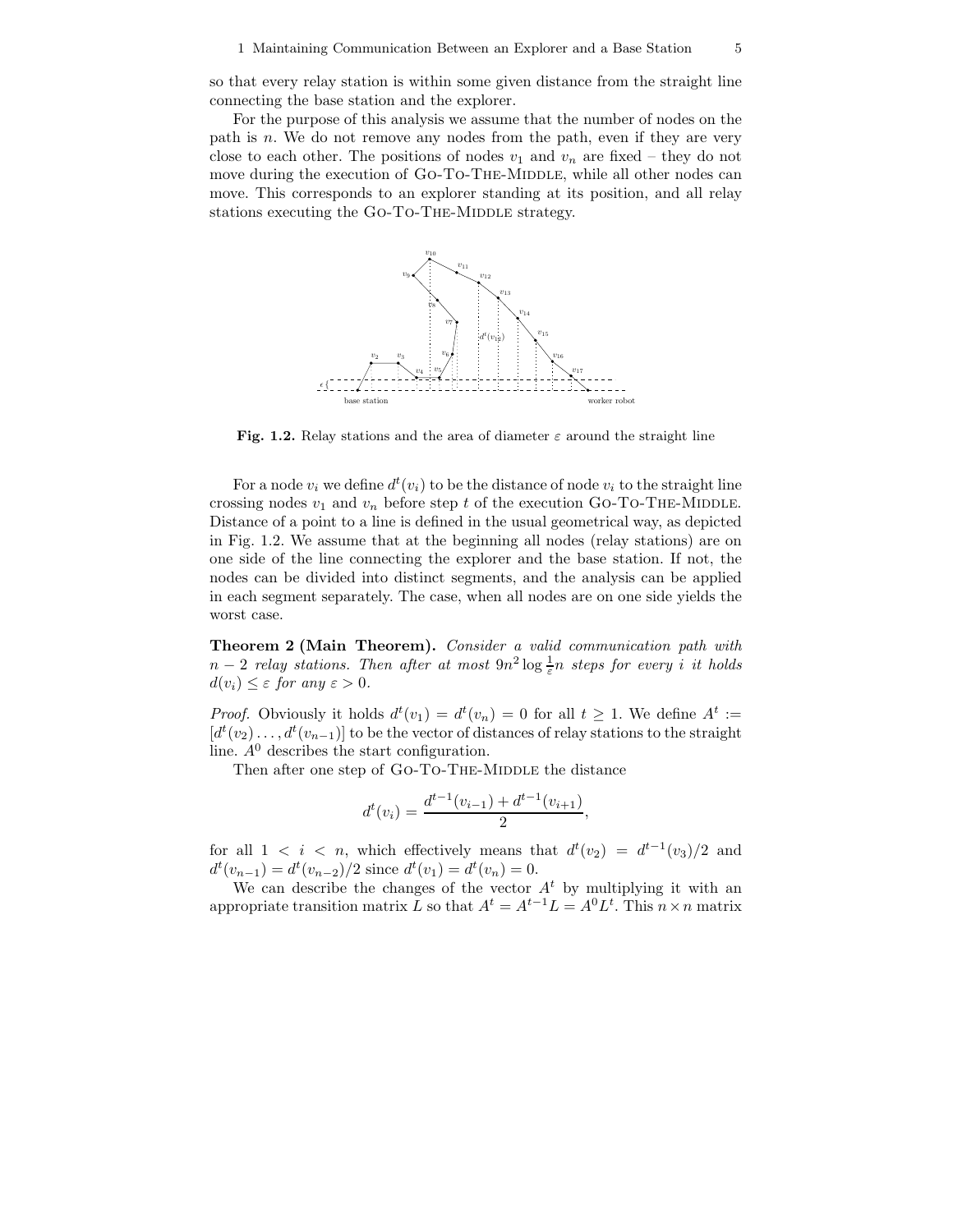so that every relay station is within some given distance from the straight line connecting the base station and the explorer.

For the purpose of this analysis we assume that the number of nodes on the path is $n$. We do not remove any nodes from the path, even if they are very close to each other. The positions of nodes $v_1$ and $v_n$ are fixed – they do not move during the execution of Go-To-The-Middle, while all other nodes can move. This corresponds to an explorer standing at its position, and all relay stations executing the Go-To-The-Middle strategy.

**Fig. 1.2.** Relay stations and the area of diameter $\varepsilon$ around the straight line

For a node $v_i$ we define $d^t(v_i)$ to be the distance of node $v_i$ to the straight line crossing nodes $v_1$ and $v_n$ before step $t$ of the execution Go-To-The-Middle. Distance of a point to a line is defined in the usual geometrical way, as depicted in Fig. 1.2. We assume that at the beginning all nodes (relay stations) are on one side of the line connecting the explorer and the base station. If not, the nodes can be divided into distinct segments, and the analysis can be applied in each segment separately. The case, when all nodes are on one side yields the worst case.

**Theorem 2 (Main Theorem).** *Consider a valid communication path with $n-2$ relay stations. Then after at most $9n^2 \log \frac{1}{\varepsilon} n$ steps for every $i$ it holds $d(v_i) \leq \varepsilon$ for any $\varepsilon > 0$.*

*Proof.* Obviously it holds $d^t(v_1) = d^t(v_n) = 0$ for all $t \geq 1$. We define $A^t := [d^t(v_2) \ldots, d^t(v_{n-1})]$ to be the vector of distances of relay stations to the straight line. $A^0$ describes the start configuration.

Then after one step of Go-To-The-Middle the distance

$$d^t(v_i) = \frac{d^{t-1}(v_{i-1}) + d^{t-1}(v_{i+1})}{2},$$

for all $1 < i < n$, which effectively means that $d^t(v_2) = d^{t-1}(v_3)/2$ and $d^t(v_{n-1}) = d^t(v_{n-2})/2$ since $d^t(v_1) = d^t(v_n) = 0$.

We can describe the changes of the vector $A^t$ by multiplying it with an appropriate transition matrix $L$ so that $A^t = A^{t-1}L = A^0 L^t$. This $n \times n$ matrix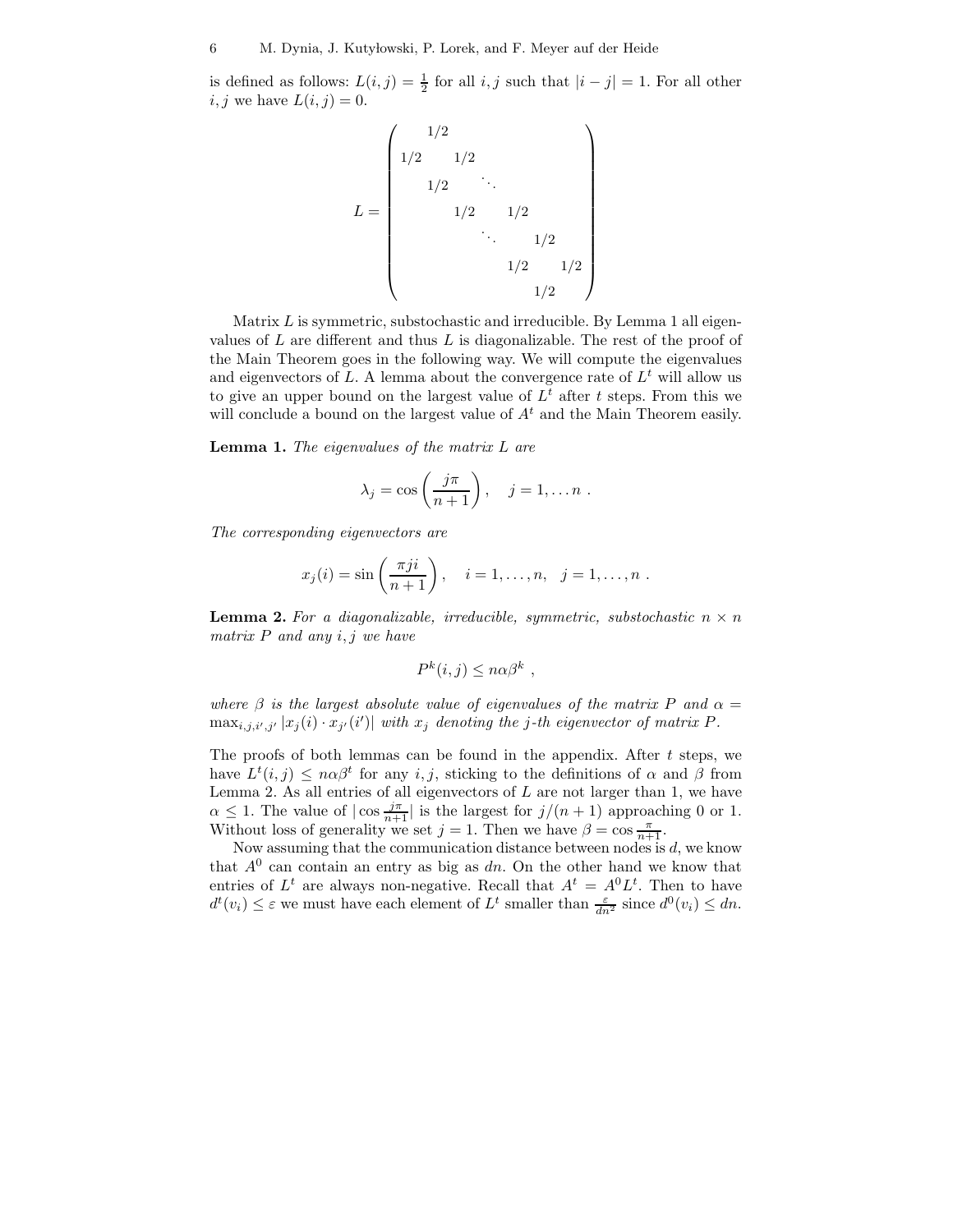is defined as follows: $L(i,j) = \frac{1}{2}$ for all $i,j$ such that $|i-j| = 1$. For all other $i,j$ we have $L(i,j) = 0$.

$$
L = \begin{pmatrix}
 & 1/2 & & & & & \\
1/2 & & 1/2 & & & & \\
 & 1/2 & & \ddots & & & \\
 & & 1/2 & & 1/2 & & \\
 & & & \ddots & & 1/2 & \\
 & & & & 1/2 & & 1/2 \\
 & & & & & 1/2 &
\end{pmatrix}
$$

Matrix $L$ is symmetric, substochastic and irreducible. By Lemma 1 all eigenvalues of $L$ are different and thus $L$ is diagonalizable. The rest of the proof of the Main Theorem goes in the following way. We will compute the eigenvalues and eigenvectors of $L$. A lemma about the convergence rate of $L^t$ will allow us to give an upper bound on the largest value of $L^t$ after $t$ steps. From this we will conclude a bound on the largest value of $A^t$ and the Main Theorem easily.

**Lemma 1.** *The eigenvalues of the matrix $L$ are*

$$\lambda_j = \cos\left(\frac{j\pi}{n+1}\right), \quad j = 1, \ldots n \ .$$

*The corresponding eigenvectors are*

$$x_j(i) = \sin\left(\frac{\pi j i}{n+1}\right), \quad i = 1, \ldots, n, \quad j = 1, \ldots, n \ .$$

**Lemma 2.** *For a diagonalizable, irreducible, symmetric, substochastic $n \times n$ matrix $P$ and any $i,j$ we have*

$$P^k(i,j) \leq n\alpha\beta^k \ ,$$

*where $\beta$ is the largest absolute value of eigenvalues of the matrix $P$ and $\alpha = \max_{i,j,i',j'} |x_j(i) \cdot x_{j'}(i')|$ with $x_j$ denoting the $j$-th eigenvector of matrix $P$.*

The proofs of both lemmas can be found in the appendix. After $t$ steps, we have $L^t(i,j) \leq n\alpha\beta^t$ for any $i,j$, sticking to the definitions of $\alpha$ and $\beta$ from Lemma 2. As all entries of all eigenvectors of $L$ are not larger than 1, we have $\alpha \leq 1$. The value of $|\cos\frac{j\pi}{n+1}|$ is the largest for $j/(n+1)$ approaching 0 or 1. Without loss of generality we set $j = 1$. Then we have $\beta = \cos\frac{\pi}{n+1}$.

Now assuming that the communication distance between nodes is $d$, we know that $A^0$ can contain an entry as big as $dn$. On the other hand we know that entries of $L^t$ are always non-negative. Recall that $A^t = A^0 L^t$. Then to have $d^t(v_i) \leq \varepsilon$ we must have each element of $L^t$ smaller than $\frac{\varepsilon}{dn^2}$ since $d^0(v_i) \leq dn$.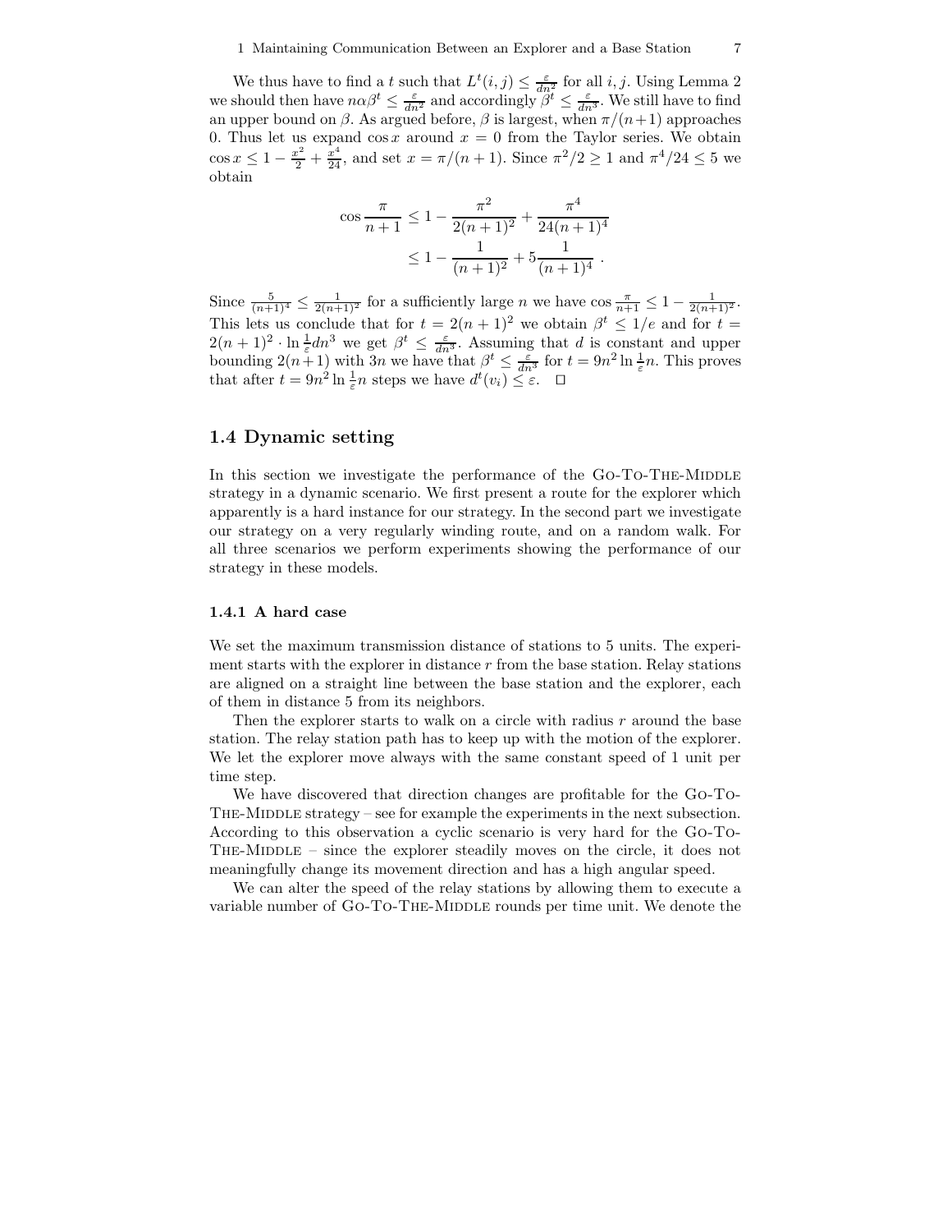We thus have to find a $t$ such that $L^t(i,j) \leq \frac{\varepsilon}{dn^2}$ for all $i, j$. Using Lemma 2 we should then have $n\alpha\beta^t \leq \frac{\varepsilon}{dn^2}$ and accordingly $\beta^t \leq \frac{\varepsilon}{dn^3}$. We still have to find an upper bound on $\beta$. As argued before, $\beta$ is largest, when $\pi/(n+1)$ approaches 0. Thus let us expand $\cos x$ around $x = 0$ from the Taylor series. We obtain $\cos x \leq 1 - \frac{x^2}{2} + \frac{x^4}{24}$, and set $x = \pi/(n+1)$. Since $\pi^2/2 \geq 1$ and $\pi^4/24 \leq 5$ we obtain

$$\cos \frac{\pi}{n+1} \leq 1 - \frac{\pi^2}{2(n+1)^2} + \frac{\pi^4}{24(n+1)^4}$$
$$\leq 1 - \frac{1}{(n+1)^2} + 5\frac{1}{(n+1)^4} .$$

Since $\frac{5}{(n+1)^4} \leq \frac{1}{2(n+1)^2}$ for a sufficiently large $n$ we have $\cos \frac{\pi}{n+1} \leq 1 - \frac{1}{2(n+1)^2}$. This lets us conclude that for $t = 2(n+1)^2$ we obtain $\beta^t \leq 1/e$ and for $t = 2(n+1)^2 \cdot \ln \frac{1}{\varepsilon} dn^3$ we get $\beta^t \leq \frac{\varepsilon}{dn^3}$. Assuming that $d$ is constant and upper bounding $2(n+1)$ with $3n$ we have that $\beta^t \leq \frac{\varepsilon}{dn^3}$ for $t = 9n^2 \ln \frac{1}{\varepsilon} n$. This proves that after $t = 9n^2 \ln \frac{1}{\varepsilon} n$ steps we have $d^t(v_i) \leq \varepsilon$. $\square$

## 1.4 Dynamic setting

In this section we investigate the performance of the Go-To-The-Middle strategy in a dynamic scenario. We first present a route for the explorer which apparently is a hard instance for our strategy. In the second part we investigate our strategy on a very regularly winding route, and on a random walk. For all three scenarios we perform experiments showing the performance of our strategy in these models.

### 1.4.1 A hard case

We set the maximum transmission distance of stations to 5 units. The experiment starts with the explorer in distance $r$ from the base station. Relay stations are aligned on a straight line between the base station and the explorer, each of them in distance 5 from its neighbors.

Then the explorer starts to walk on a circle with radius $r$ around the base station. The relay station path has to keep up with the motion of the explorer. We let the explorer move always with the same constant speed of 1 unit per time step.

We have discovered that direction changes are profitable for the Go-To-The-Middle strategy – see for example the experiments in the next subsection. According to this observation a cyclic scenario is very hard for the Go-To-The-Middle – since the explorer steadily moves on the circle, it does not meaningfully change its movement direction and has a high angular speed.

We can alter the speed of the relay stations by allowing them to execute a variable number of Go-To-The-Middle rounds per time unit. We denote the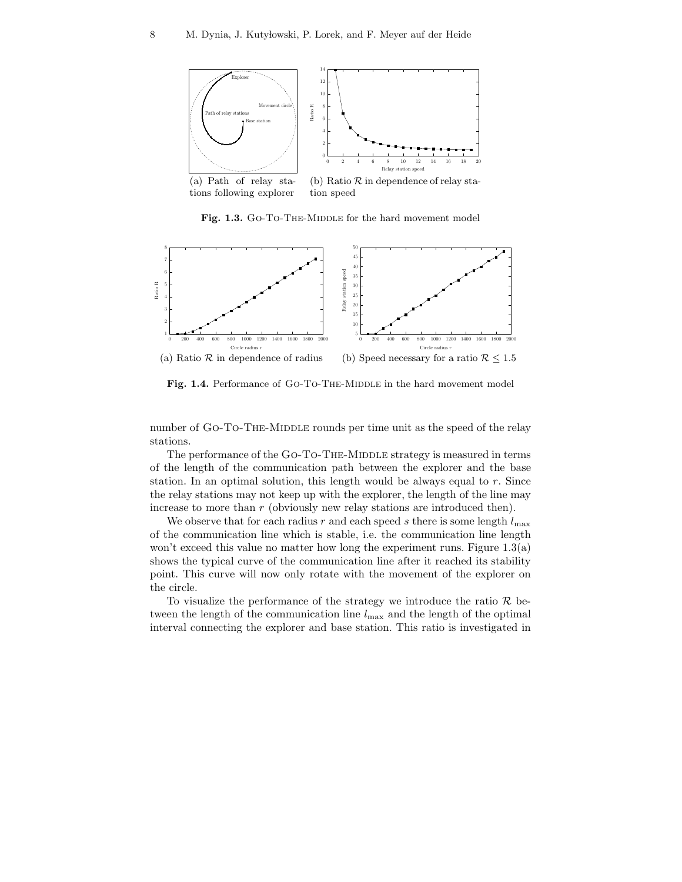(a) Path of relay stations following explorer

(b) Ratio $\mathcal{R}$ in dependence of relay station speed

**Fig. 1.3.** GO-TO-THE-MIDDLE for the hard movement model

(a) Ratio $\mathcal{R}$ in dependence of radius

(b) Speed necessary for a ratio $\mathcal{R} \leq 1.5$

**Fig. 1.4.** Performance of GO-TO-THE-MIDDLE in the hard movement model

number of GO-TO-THE-MIDDLE rounds per time unit as the speed of the relay stations.

The performance of the GO-TO-THE-MIDDLE strategy is measured in terms of the length of the communication path between the explorer and the base station. In an optimal solution, this length would be always equal to $r$. Since the relay stations may not keep up with the explorer, the length of the line may increase to more than $r$ (obviously new relay stations are introduced then).

We observe that for each radius $r$ and each speed $s$ there is some length $l_{\max}$ of the communication line which is stable, i.e. the communication line length won't exceed this value no matter how long the experiment runs. Figure 1.3(a) shows the typical curve of the communication line after it reached its stability point. This curve will now only rotate with the movement of the explorer on the circle.

To visualize the performance of the strategy we introduce the ratio $\mathcal{R}$ between the length of the communication line $l_{\max}$ and the length of the optimal interval connecting the explorer and base station. This ratio is investigated in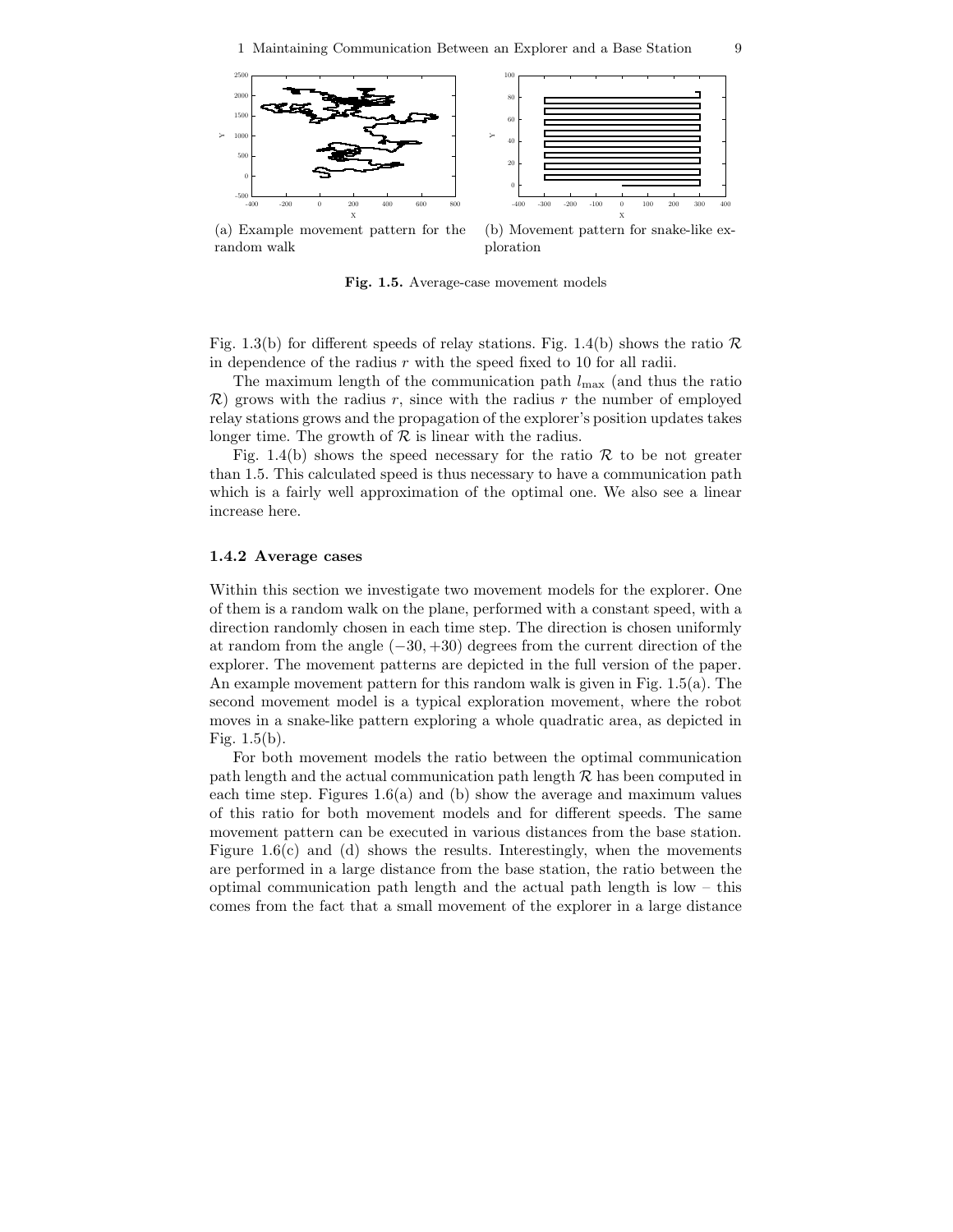(a) Example movement pattern for the random walk

(b) Movement pattern for snake-like exploration

**Fig. 1.5.** Average-case movement models

Fig. 1.3(b) for different speeds of relay stations. Fig. 1.4(b) shows the ratio $\mathcal{R}$ in dependence of the radius $r$ with the speed fixed to 10 for all radii.

The maximum length of the communication path $l_{\max}$ (and thus the ratio $\mathcal{R}$) grows with the radius $r$, since with the radius $r$ the number of employed relay stations grows and the propagation of the explorer's position updates takes longer time. The growth of $\mathcal{R}$ is linear with the radius.

Fig. 1.4(b) shows the speed necessary for the ratio $\mathcal{R}$ to be not greater than 1.5. This calculated speed is thus necessary to have a communication path which is a fairly well approximation of the optimal one. We also see a linear increase here.

### 1.4.2 Average cases

Within this section we investigate two movement models for the explorer. One of them is a random walk on the plane, performed with a constant speed, with a direction randomly chosen in each time step. The direction is chosen uniformly at random from the angle $(-30, +30)$ degrees from the current direction of the explorer. The movement patterns are depicted in the full version of the paper. An example movement pattern for this random walk is given in Fig. 1.5(a). The second movement model is a typical exploration movement, where the robot moves in a snake-like pattern exploring a whole quadratic area, as depicted in Fig. 1.5(b).

For both movement models the ratio between the optimal communication path length and the actual communication path length $\mathcal{R}$ has been computed in each time step. Figures 1.6(a) and (b) show the average and maximum values of this ratio for both movement models and for different speeds. The same movement pattern can be executed in various distances from the base station. Figure 1.6(c) and (d) shows the results. Interestingly, when the movements are performed in a large distance from the base station, the ratio between the optimal communication path length and the actual path length is low – this comes from the fact that a small movement of the explorer in a large distance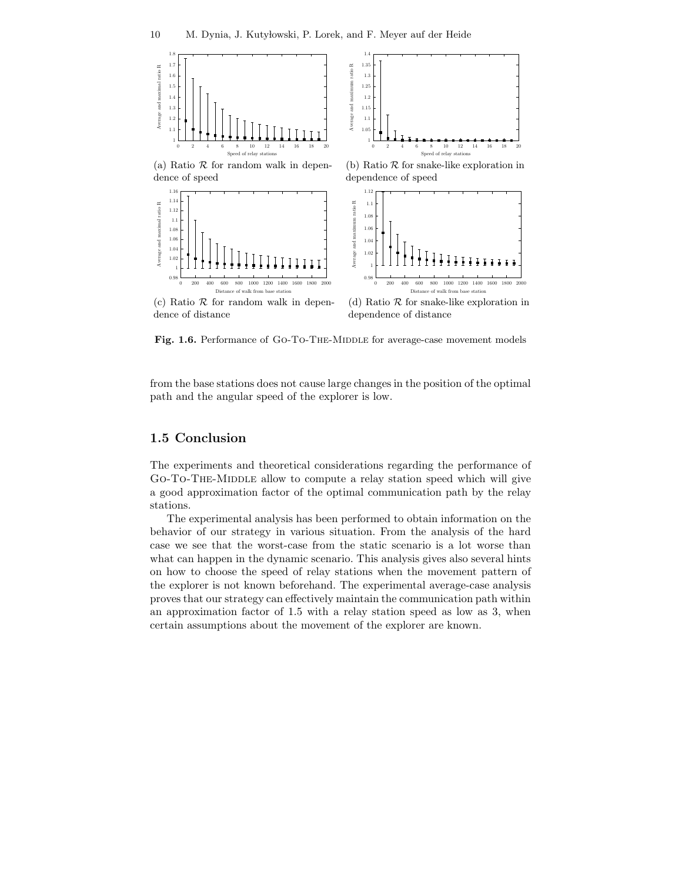(a) Ratio $\mathcal{R}$ for random walk in dependence of speed

(b) Ratio $\mathcal{R}$ for snake-like exploration in dependence of speed

(c) Ratio $\mathcal{R}$ for random walk in dependence of distance

(d) Ratio $\mathcal{R}$ for snake-like exploration in dependence of distance

**Fig. 1.6.** Performance of Go-To-The-Middle for average-case movement models

from the base stations does not cause large changes in the position of the optimal path and the angular speed of the explorer is low.

## 1.5 Conclusion

The experiments and theoretical considerations regarding the performance of Go-To-The-Middle allow to compute a relay station speed which will give a good approximation factor of the optimal communication path by the relay stations.

The experimental analysis has been performed to obtain information on the behavior of our strategy in various situation. From the analysis of the hard case we see that the worst-case from the static scenario is a lot worse than what can happen in the dynamic scenario. This analysis gives also several hints on how to choose the speed of relay stations when the movement pattern of the explorer is not known beforehand. The experimental average-case analysis proves that our strategy can effectively maintain the communication path within an approximation factor of 1.5 with a relay station speed as low as 3, when certain assumptions about the movement of the explorer are known.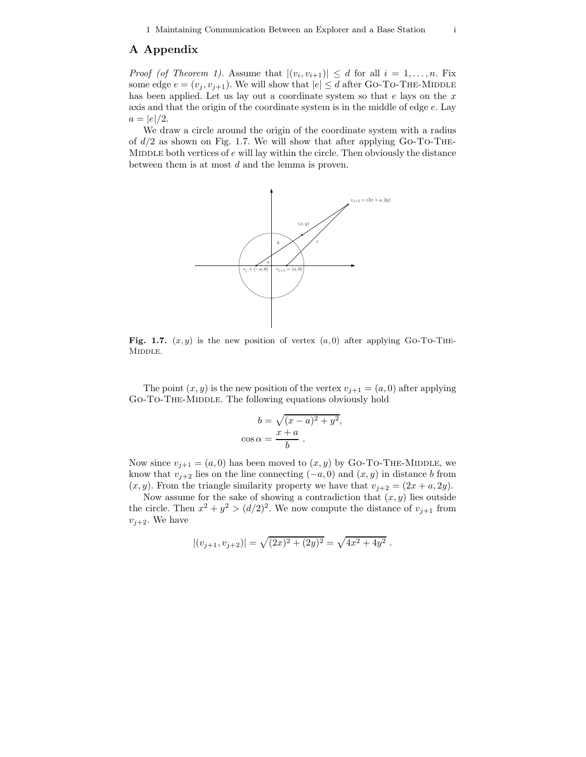## A Appendix

*Proof (of Theorem 1).* Assume that $|(v_i, v_{i+1})| \leq d$ for all $i = 1, \ldots, n$. Fix some edge $e = (v_j, v_{j+1})$. We will show that $|e| \leq d$ after Go-To-The-Middle has been applied. Let us lay out a coordinate system so that $e$ lays on the $x$ axis and that the origin of the coordinate system is in the middle of edge $e$. Lay $a = |e|/2$.

We draw a circle around the origin of the coordinate system with a radius of $d/2$ as shown on Fig. 1.7. We will show that after applying Go-To-The-Middle both vertices of $e$ will lay within the circle. Then obviously the distance between them is at most $d$ and the lemma is proven.

**Fig. 1.7.** $(x, y)$ is the new position of vertex $(a, 0)$ after applying Go-To-The-Middle.

The point $(x, y)$ is the new position of the vertex $v_{j+1} = (a, 0)$ after applying Go-To-The-Middle. The following equations obviously hold

$$b = \sqrt{(x-a)^2 + y^2},$$
$$\cos \alpha = \frac{x+a}{b} \ .$$

Now since $v_{j+1} = (a, 0)$ has been moved to $(x, y)$ by Go-To-The-Middle, we know that $v_{j+2}$ lies on the line connecting $(-a, 0)$ and $(x, y)$ in distance $b$ from $(x, y)$. From the triangle similarity property we have that $v_{j+2} = (2x + a, 2y)$.

Now assume for the sake of showing a contradiction that $(x, y)$ lies outside the circle. Then $x^2 + y^2 > (d/2)^2$. We now compute the distance of $v_{j+1}$ from $v_{j+2}$. We have

$$|(v_{j+1}, v_{j+2})| = \sqrt{(2x)^2 + (2y)^2} = \sqrt{4x^2 + 4y^2} \ .$$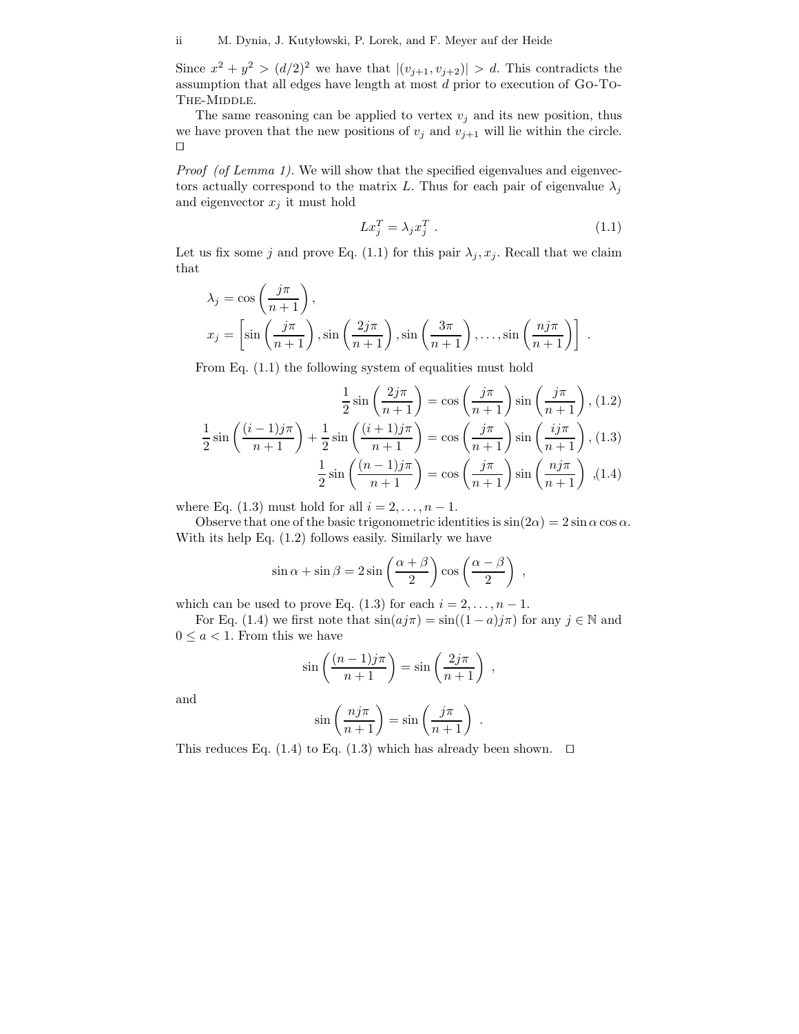Since $x^2 + y^2 > (d/2)^2$ we have that $|(v_{j+1}, v_{j+2})| > d$. This contradicts the assumption that all edges have length at most $d$ prior to execution of Go-To-The-Middle.

The same reasoning can be applied to vertex $v_j$ and its new position, thus we have proven that the new positions of $v_j$ and $v_{j+1}$ will lie within the circle. □

*Proof (of Lemma 1).* We will show that the specified eigenvalues and eigenvectors actually correspond to the matrix $L$. Thus for each pair of eigenvalue $\lambda_j$ and eigenvector $x_j$ it must hold

$$Lx_j^T = \lambda_j x_j^T \ . \tag{1.1}$$

Let us fix some $j$ and prove Eq. (1.1) for this pair $\lambda_j, x_j$. Recall that we claim that

$$\lambda_j = \cos\left(\frac{j\pi}{n+1}\right),$$
$$x_j = \left[\sin\left(\frac{j\pi}{n+1}\right), \sin\left(\frac{2j\pi}{n+1}\right), \sin\left(\frac{3\pi}{n+1}\right), \ldots, \sin\left(\frac{nj\pi}{n+1}\right)\right] \ .$$

From Eq. (1.1) the following system of equalities must hold

$$\frac{1}{2}\sin\left(\frac{2j\pi}{n+1}\right) = \cos\left(\frac{j\pi}{n+1}\right)\sin\left(\frac{j\pi}{n+1}\right), \tag{1.2}$$
$$\frac{1}{2}\sin\left(\frac{(i-1)j\pi}{n+1}\right) + \frac{1}{2}\sin\left(\frac{(i+1)j\pi}{n+1}\right) = \cos\left(\frac{j\pi}{n+1}\right)\sin\left(\frac{ij\pi}{n+1}\right), \tag{1.3}$$
$$\frac{1}{2}\sin\left(\frac{(n-1)j\pi}{n+1}\right) = \cos\left(\frac{j\pi}{n+1}\right)\sin\left(\frac{nj\pi}{n+1}\right) \ , \tag{1.4}$$

where Eq. (1.3) must hold for all $i = 2, \ldots, n-1$.

Observe that one of the basic trigonometric identities is $\sin(2\alpha) = 2\sin\alpha\cos\alpha$. With its help Eq. (1.2) follows easily. Similarly we have

$$\sin\alpha + \sin\beta = 2\sin\left(\frac{\alpha+\beta}{2}\right)\cos\left(\frac{\alpha-\beta}{2}\right) \ ,$$

which can be used to prove Eq. (1.3) for each $i = 2, \ldots, n-1$.

For Eq. (1.4) we first note that $\sin(aj\pi) = \sin((1-a)j\pi)$ for any $j \in \mathbb{N}$ and $0 \leq a < 1$. From this we have

$$\sin\left(\frac{(n-1)j\pi}{n+1}\right) = \sin\left(\frac{2j\pi}{n+1}\right) \ ,$$

and

$$\sin\left(\frac{nj\pi}{n+1}\right) = \sin\left(\frac{j\pi}{n+1}\right) \ .$$

This reduces Eq. (1.4) to Eq. (1.3) which has already been shown. □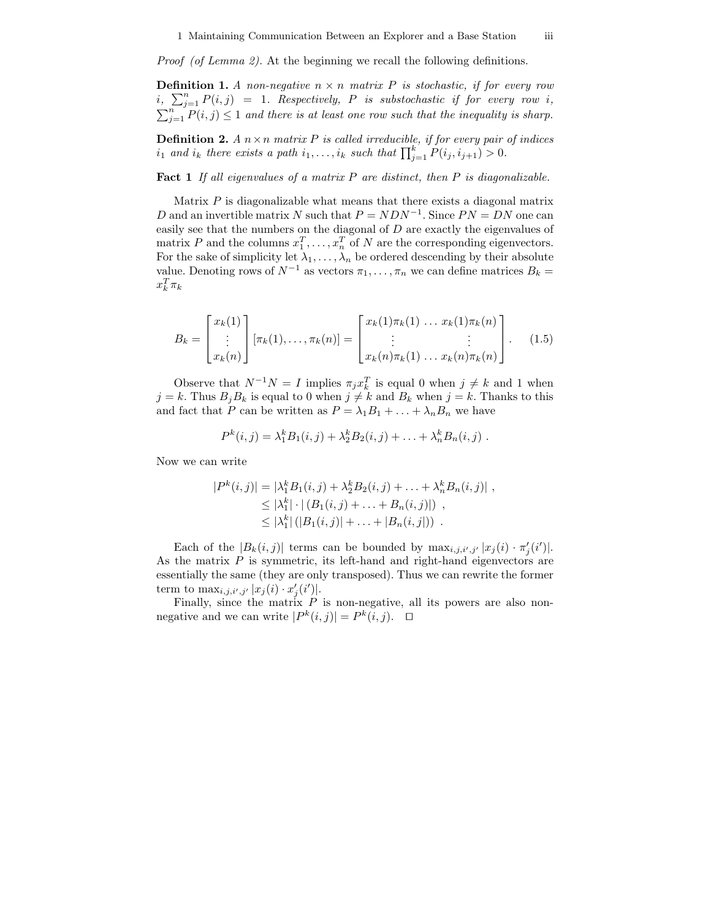*Proof (of Lemma 2).* At the beginning we recall the following definitions.

**Definition 1.** *A non-negative $n \times n$ matrix $P$ is stochastic, if for every row $i$, $\sum_{j=1}^{n} P(i,j) = 1$. Respectively, $P$ is substochastic if for every row $i$, $\sum_{j=1}^{n} P(i,j) \leq 1$ and there is at least one row such that the inequality is sharp.*

**Definition 2.** *A $n \times n$ matrix $P$ is called irreducible, if for every pair of indices $i_1$ and $i_k$ there exists a path $i_1, \ldots, i_k$ such that $\prod_{j=1}^{k} P(i_j, i_{j+1}) > 0$.*

**Fact 1** *If all eigenvalues of a matrix $P$ are distinct, then $P$ is diagonalizable.*

Matrix $P$ is diagonalizable what means that there exists a diagonal matrix $D$ and an invertible matrix $N$ such that $P = NDN^{-1}$. Since $PN = DN$ one can easily see that the numbers on the diagonal of $D$ are exactly the eigenvalues of matrix $P$ and the columns $x_1^T, \ldots, x_n^T$ of $N$ are the corresponding eigenvectors. For the sake of simplicity let $\lambda_1, \ldots, \lambda_n$ be ordered descending by their absolute value. Denoting rows of $N^{-1}$ as vectors $\pi_1, \ldots, \pi_n$ we can define matrices $B_k = x_k^T \pi_k$

$$B_k = \begin{bmatrix} x_k(1) \\ \vdots \\ x_k(n) \end{bmatrix} [\pi_k(1), \ldots, \pi_k(n)] = \begin{bmatrix} x_k(1)\pi_k(1) & \ldots & x_k(1)\pi_k(n) \\ \vdots & & \vdots \\ x_k(n)\pi_k(1) & \ldots & x_k(n)\pi_k(n) \end{bmatrix} . \tag{1.5}$$

Observe that $N^{-1}N = I$ implies $\pi_j x_k^T$ is equal 0 when $j \neq k$ and 1 when $j = k$. Thus $B_j B_k$ is equal to 0 when $j \neq k$ and $B_k$ when $j = k$. Thanks to this and fact that $P$ can be written as $P = \lambda_1 B_1 + \ldots + \lambda_n B_n$ we have

$$P^k(i,j) = \lambda_1^k B_1(i,j) + \lambda_2^k B_2(i,j) + \ldots + \lambda_n^k B_n(i,j) .$$

Now we can write

$$\begin{aligned} |P^k(i,j)| &= |\lambda_1^k B_1(i,j) + \lambda_2^k B_2(i,j) + \ldots + \lambda_n^k B_n(i,j)| , \\ &\leq |\lambda_1^k| \cdot |\left(B_1(i,j) + \ldots + B_n(i,j)\right)| , \\ &\leq |\lambda_1^k| \left(|B_1(i,j)| + \ldots + |B_n(i,j|\right) . \end{aligned}$$

Each of the $|B_k(i,j)|$ terms can be bounded by $\max_{i,j,i',j'} |x_j(i) \cdot \pi'_j(i')|$. As the matrix $P$ is symmetric, its left-hand and right-hand eigenvectors are essentially the same (they are only transposed). Thus we can rewrite the former term to $\max_{i,j,i',j'} |x_j(i) \cdot x'_j(i')|$.

Finally, since the matrix $P$ is non-negative, all its powers are also non-negative and we can write $|P^k(i,j)| = P^k(i,j)$. $\square$